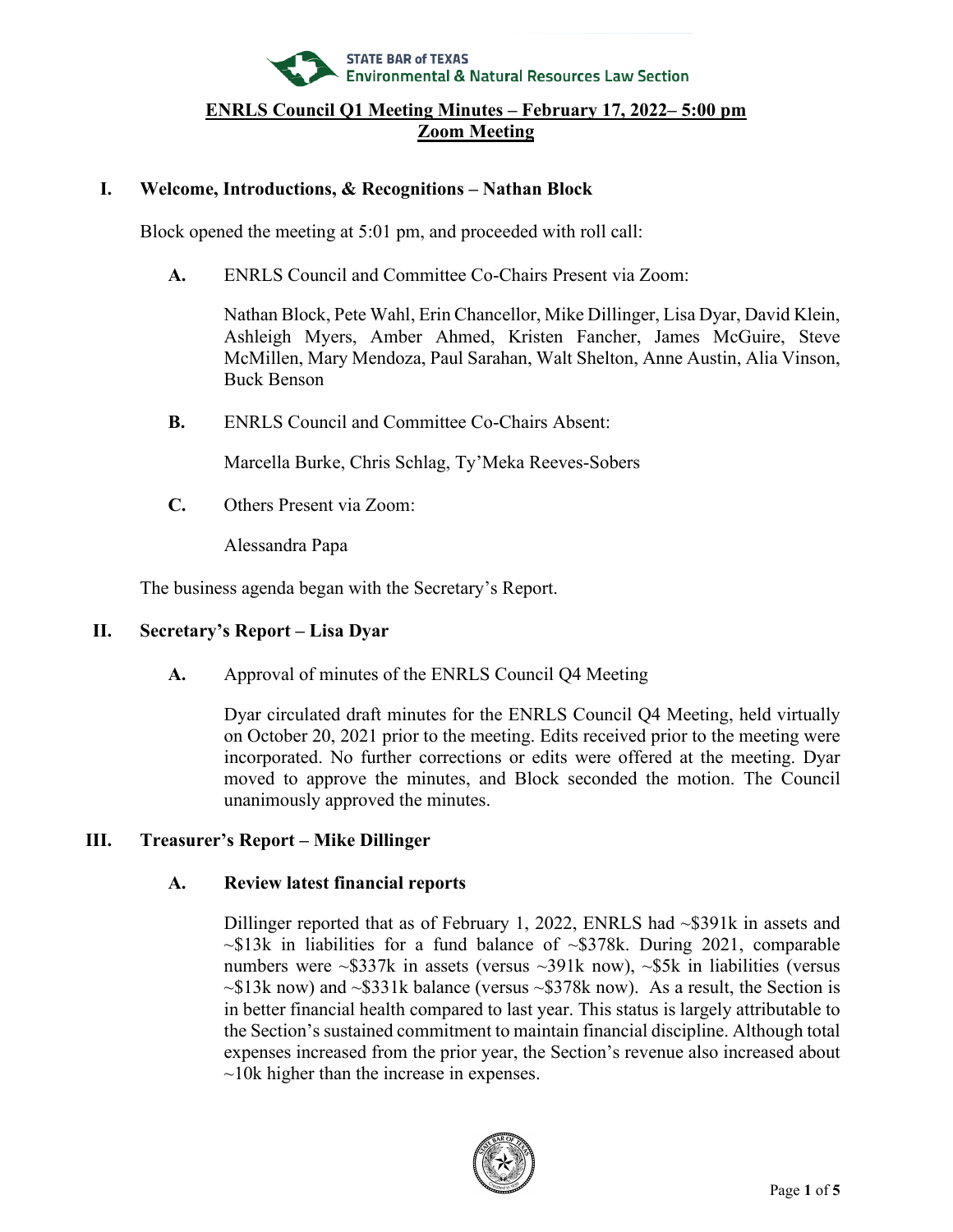STATE BAR of TEXAS
Environmental & Natural Resources Law Section

# ENRLS Council Q1 Meeting Minutes – February 17, 2022– 5:00 pm
## Zoom Meeting

### I. Welcome, Introductions, & Recognitions – Nathan Block

Block opened the meeting at 5:01 pm, and proceeded with roll call:

**A.** ENRLS Council and Committee Co-Chairs Present via Zoom:

Nathan Block, Pete Wahl, Erin Chancellor, Mike Dillinger, Lisa Dyar, David Klein, Ashleigh Myers, Amber Ahmed, Kristen Fancher, James McGuire, Steve McMillen, Mary Mendoza, Paul Sarahan, Walt Shelton, Anne Austin, Alia Vinson, Buck Benson

**B.** ENRLS Council and Committee Co-Chairs Absent:

Marcella Burke, Chris Schlag, Ty'Meka Reeves-Sobers

**C.** Others Present via Zoom:

Alessandra Papa

The business agenda began with the Secretary's Report.

### II. Secretary's Report – Lisa Dyar

**A.** Approval of minutes of the ENRLS Council Q4 Meeting

Dyar circulated draft minutes for the ENRLS Council Q4 Meeting, held virtually on October 20, 2021 prior to the meeting. Edits received prior to the meeting were incorporated. No further corrections or edits were offered at the meeting. Dyar moved to approve the minutes, and Block seconded the motion. The Council unanimously approved the minutes.

### III. Treasurer's Report – Mike Dillinger

**A. Review latest financial reports**

Dillinger reported that as of February 1, 2022, ENRLS had ~$391k in assets and ~$13k in liabilities for a fund balance of ~$378k. During 2021, comparable numbers were ~$337k in assets (versus ~391k now), ~$5k in liabilities (versus ~$13k now) and ~$331k balance (versus ~$378k now). As a result, the Section is in better financial health compared to last year. This status is largely attributable to the Section's sustained commitment to maintain financial discipline. Although total expenses increased from the prior year, the Section's revenue also increased about ~10k higher than the increase in expenses.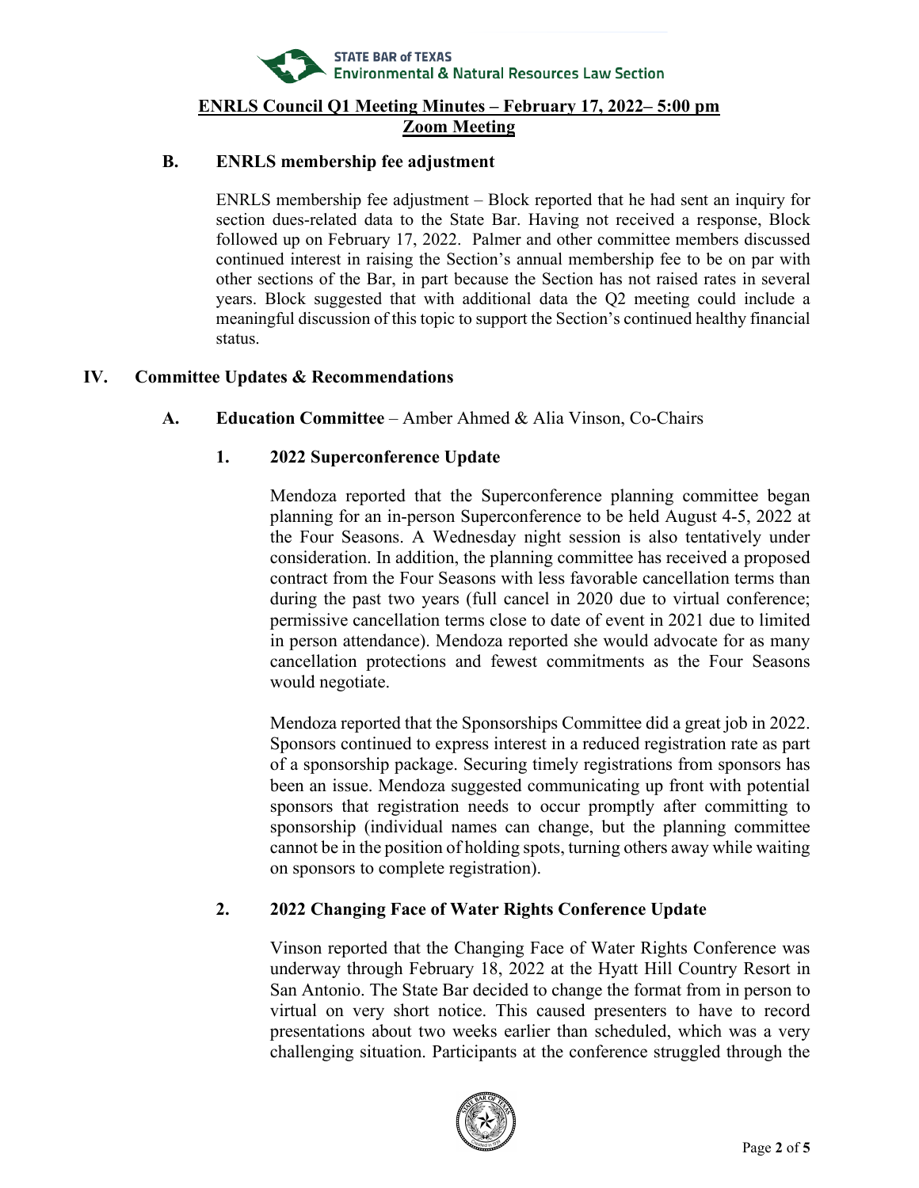### B. ENRLS membership fee adjustment

ENRLS membership fee adjustment – Block reported that he had sent an inquiry for section dues-related data to the State Bar. Having not received a response, Block followed up on February 17, 2022. Palmer and other committee members discussed continued interest in raising the Section's annual membership fee to be on par with other sections of the Bar, in part because the Section has not raised rates in several years. Block suggested that with additional data the Q2 meeting could include a meaningful discussion of this topic to support the Section's continued healthy financial status.

## IV. Committee Updates & Recommendations

### A. Education Committee – Amber Ahmed & Alia Vinson, Co-Chairs

#### 1. 2022 Superconference Update

Mendoza reported that the Superconference planning committee began planning for an in-person Superconference to be held August 4-5, 2022 at the Four Seasons. A Wednesday night session is also tentatively under consideration. In addition, the planning committee has received a proposed contract from the Four Seasons with less favorable cancellation terms than during the past two years (full cancel in 2020 due to virtual conference; permissive cancellation terms close to date of event in 2021 due to limited in person attendance). Mendoza reported she would advocate for as many cancellation protections and fewest commitments as the Four Seasons would negotiate.

Mendoza reported that the Sponsorships Committee did a great job in 2022. Sponsors continued to express interest in a reduced registration rate as part of a sponsorship package. Securing timely registrations from sponsors has been an issue. Mendoza suggested communicating up front with potential sponsors that registration needs to occur promptly after committing to sponsorship (individual names can change, but the planning committee cannot be in the position of holding spots, turning others away while waiting on sponsors to complete registration).

#### 2. 2022 Changing Face of Water Rights Conference Update

Vinson reported that the Changing Face of Water Rights Conference was underway through February 18, 2022 at the Hyatt Hill Country Resort in San Antonio. The State Bar decided to change the format from in person to virtual on very short notice. This caused presenters to have to record presentations about two weeks earlier than scheduled, which was a very challenging situation. Participants at the conference struggled through the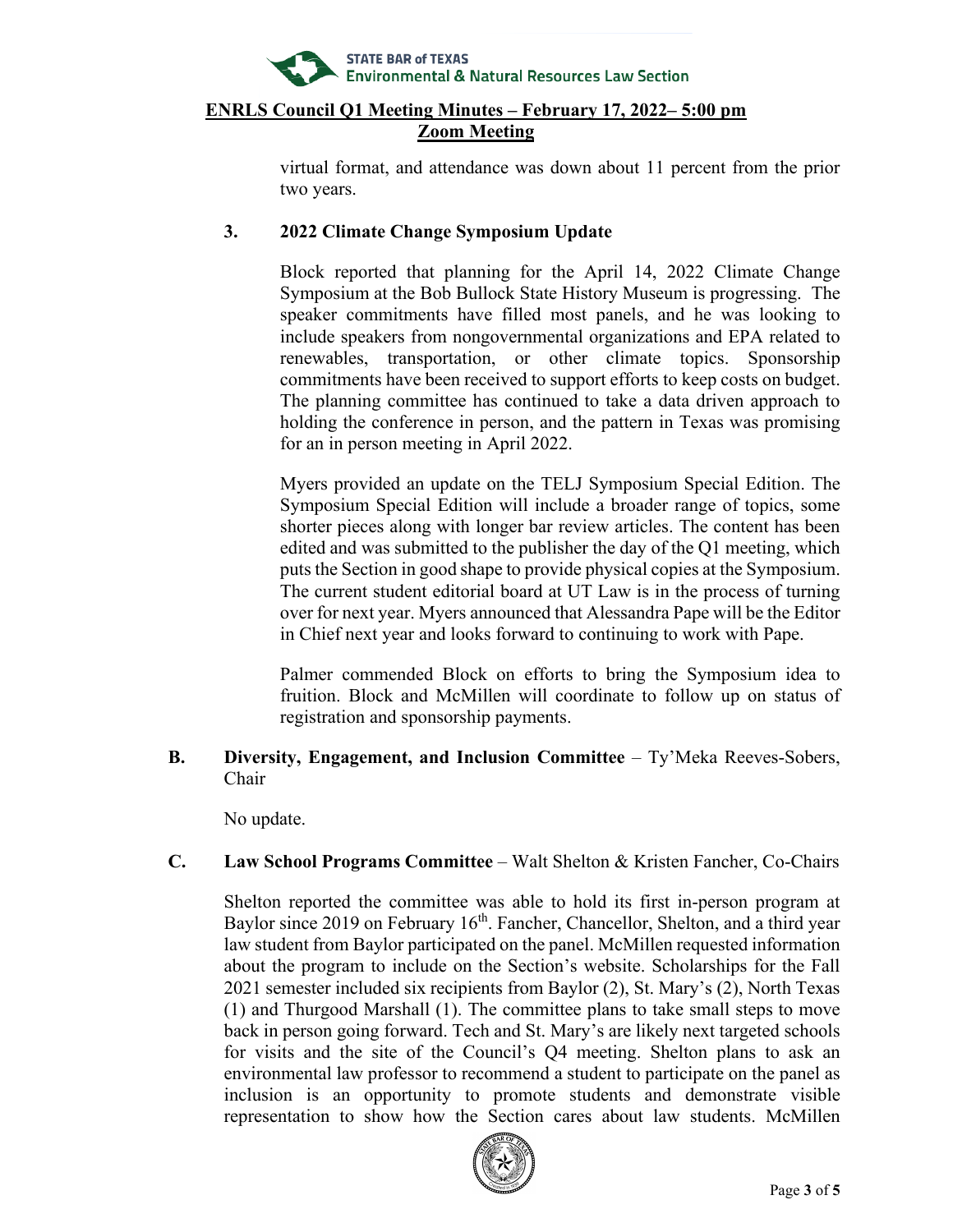virtual format, and attendance was down about 11 percent from the prior two years.

**3. 2022 Climate Change Symposium Update**

Block reported that planning for the April 14, 2022 Climate Change Symposium at the Bob Bullock State History Museum is progressing. The speaker commitments have filled most panels, and he was looking to include speakers from nongovernmental organizations and EPA related to renewables, transportation, or other climate topics. Sponsorship commitments have been received to support efforts to keep costs on budget. The planning committee has continued to take a data driven approach to holding the conference in person, and the pattern in Texas was promising for an in person meeting in April 2022.

Myers provided an update on the TELJ Symposium Special Edition. The Symposium Special Edition will include a broader range of topics, some shorter pieces along with longer bar review articles. The content has been edited and was submitted to the publisher the day of the Q1 meeting, which puts the Section in good shape to provide physical copies at the Symposium. The current student editorial board at UT Law is in the process of turning over for next year. Myers announced that Alessandra Pape will be the Editor in Chief next year and looks forward to continuing to work with Pape.

Palmer commended Block on efforts to bring the Symposium idea to fruition. Block and McMillen will coordinate to follow up on status of registration and sponsorship payments.

**B. Diversity, Engagement, and Inclusion Committee** – Ty'Meka Reeves-Sobers, Chair

No update.

**C. Law School Programs Committee** – Walt Shelton & Kristen Fancher, Co-Chairs

Shelton reported the committee was able to hold its first in-person program at Baylor since 2019 on February 16th. Fancher, Chancellor, Shelton, and a third year law student from Baylor participated on the panel. McMillen requested information about the program to include on the Section's website. Scholarships for the Fall 2021 semester included six recipients from Baylor (2), St. Mary's (2), North Texas (1) and Thurgood Marshall (1). The committee plans to take small steps to move back in person going forward. Tech and St. Mary's are likely next targeted schools for visits and the site of the Council's Q4 meeting. Shelton plans to ask an environmental law professor to recommend a student to participate on the panel as inclusion is an opportunity to promote students and demonstrate visible representation to show how the Section cares about law students. McMillen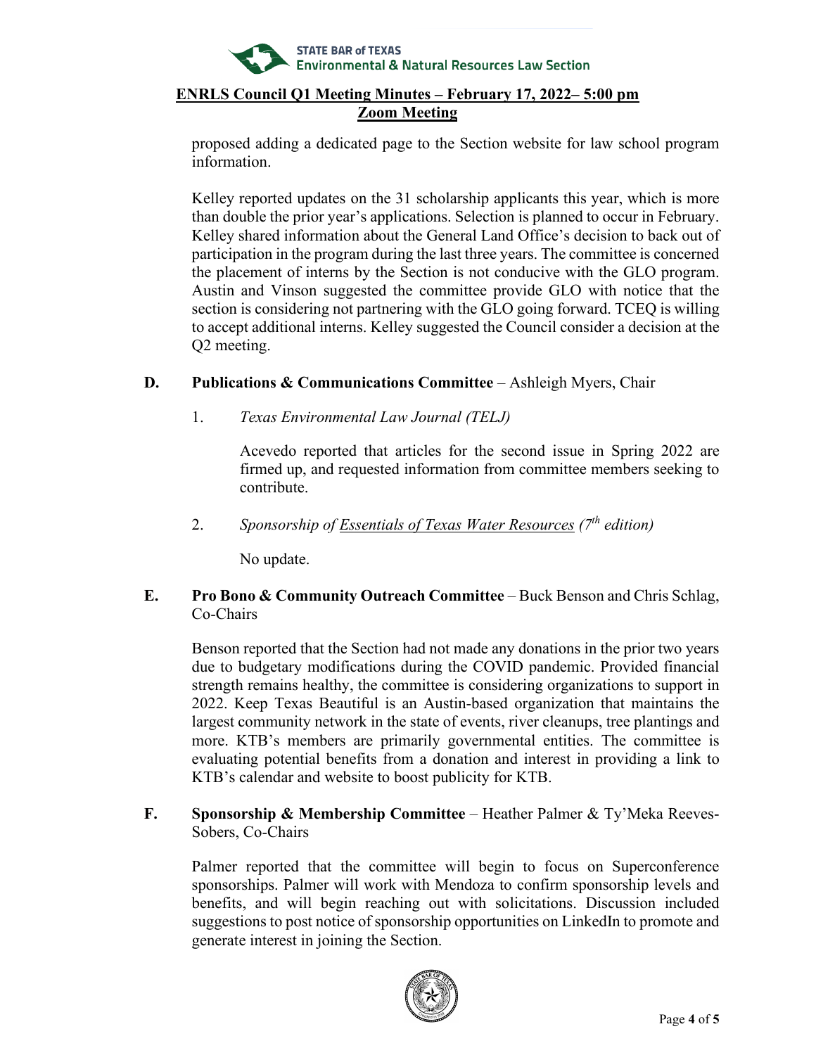proposed adding a dedicated page to the Section website for law school program information.

Kelley reported updates on the 31 scholarship applicants this year, which is more than double the prior year's applications. Selection is planned to occur in February. Kelley shared information about the General Land Office's decision to back out of participation in the program during the last three years. The committee is concerned the placement of interns by the Section is not conducive with the GLO program. Austin and Vinson suggested the committee provide GLO with notice that the section is considering not partnering with the GLO going forward. TCEQ is willing to accept additional interns. Kelley suggested the Council consider a decision at the Q2 meeting.

**D. Publications & Communications Committee** – Ashleigh Myers, Chair

1. *Texas Environmental Law Journal (TELJ)*

   Acevedo reported that articles for the second issue in Spring 2022 are firmed up, and requested information from committee members seeking to contribute.

2. *Sponsorship of Essentials of Texas Water Resources (7th edition)*

   No update.

**E. Pro Bono & Community Outreach Committee** – Buck Benson and Chris Schlag, Co-Chairs

Benson reported that the Section had not made any donations in the prior two years due to budgetary modifications during the COVID pandemic. Provided financial strength remains healthy, the committee is considering organizations to support in 2022. Keep Texas Beautiful is an Austin-based organization that maintains the largest community network in the state of events, river cleanups, tree plantings and more. KTB's members are primarily governmental entities. The committee is evaluating potential benefits from a donation and interest in providing a link to KTB's calendar and website to boost publicity for KTB.

**F. Sponsorship & Membership Committee** – Heather Palmer & Ty'Meka Reeves-Sobers, Co-Chairs

Palmer reported that the committee will begin to focus on Superconference sponsorships. Palmer will work with Mendoza to confirm sponsorship levels and benefits, and will begin reaching out with solicitations. Discussion included suggestions to post notice of sponsorship opportunities on LinkedIn to promote and generate interest in joining the Section.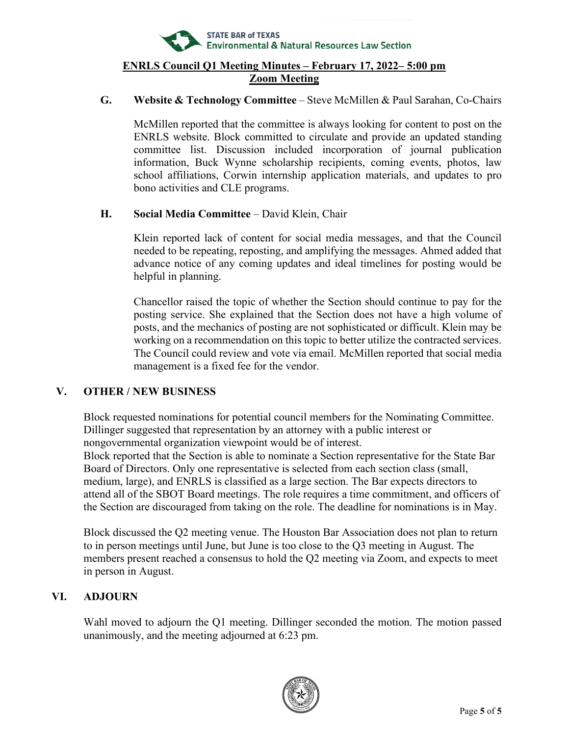**G. Website & Technology Committee** – Steve McMillen & Paul Sarahan, Co-Chairs

McMillen reported that the committee is always looking for content to post on the ENRLS website. Block committed to circulate and provide an updated standing committee list. Discussion included incorporation of journal publication information, Buck Wynne scholarship recipients, coming events, photos, law school affiliations, Corwin internship application materials, and updates to pro bono activities and CLE programs.

**H. Social Media Committee** – David Klein, Chair

Klein reported lack of content for social media messages, and that the Council needed to be repeating, reposting, and amplifying the messages. Ahmed added that advance notice of any coming updates and ideal timelines for posting would be helpful in planning.

Chancellor raised the topic of whether the Section should continue to pay for the posting service. She explained that the Section does not have a high volume of posts, and the mechanics of posting are not sophisticated or difficult. Klein may be working on a recommendation on this topic to better utilize the contracted services. The Council could review and vote via email. McMillen reported that social media management is a fixed fee for the vendor.

## V. OTHER / NEW BUSINESS

Block requested nominations for potential council members for the Nominating Committee. Dillinger suggested that representation by an attorney with a public interest or nongovernmental organization viewpoint would be of interest.
Block reported that the Section is able to nominate a Section representative for the State Bar Board of Directors. Only one representative is selected from each section class (small, medium, large), and ENRLS is classified as a large section. The Bar expects directors to attend all of the SBOT Board meetings. The role requires a time commitment, and officers of the Section are discouraged from taking on the role. The deadline for nominations is in May.

Block discussed the Q2 meeting venue. The Houston Bar Association does not plan to return to in person meetings until June, but June is too close to the Q3 meeting in August. The members present reached a consensus to hold the Q2 meeting via Zoom, and expects to meet in person in August.

## VI. ADJOURN

Wahl moved to adjourn the Q1 meeting. Dillinger seconded the motion. The motion passed unanimously, and the meeting adjourned at 6:23 pm.